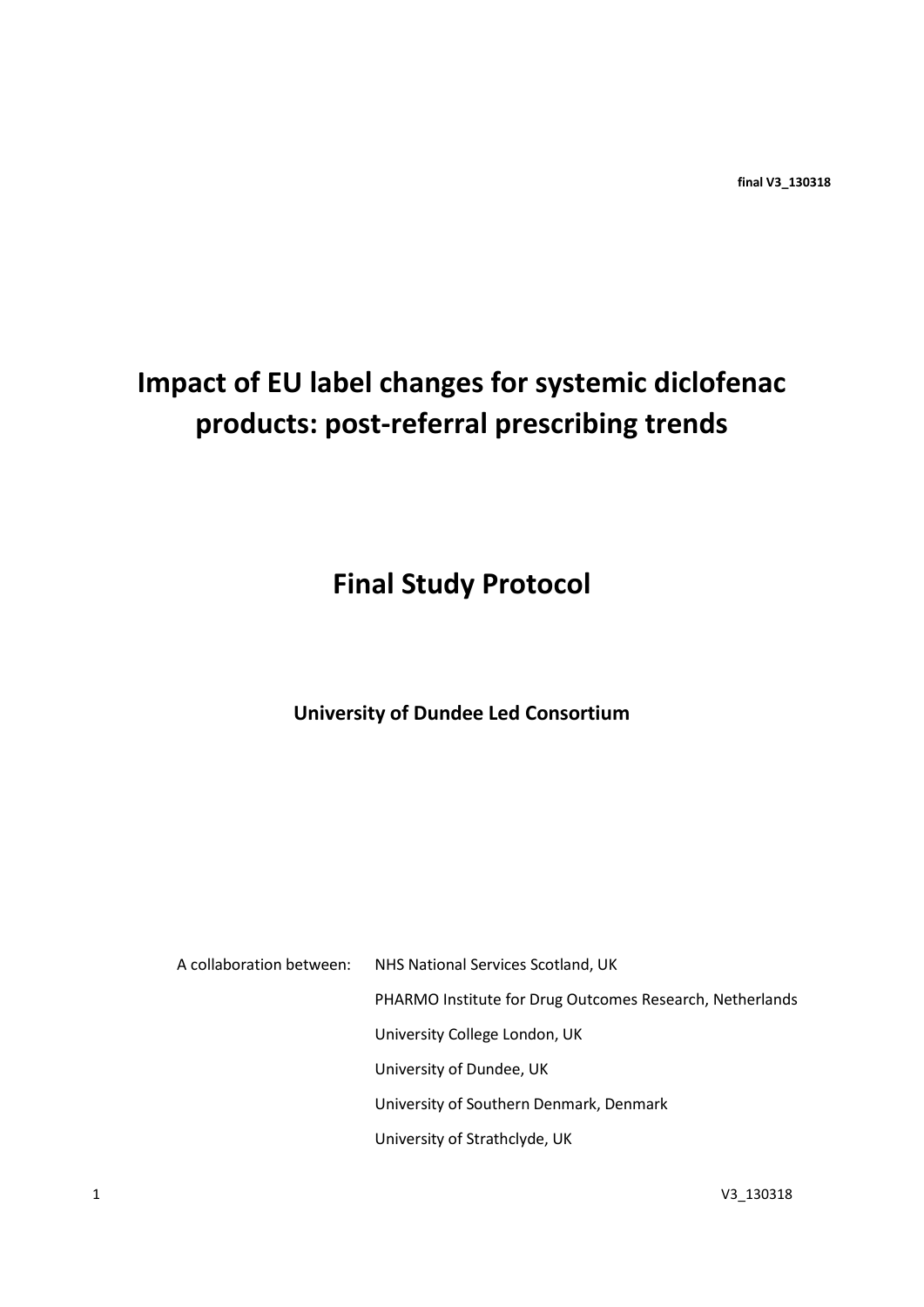**final V3_130318**

# Impact of EU label changes for systemic diclofenac products: post-referral prescribing trends

## Final Study Protocol

### University of Dundee Led Consortium

A collaboration between:

- NHS National Services Scotland, UK
- PHARMO Institute for Drug Outcomes Research, Netherlands
- University College London, UK
- University of Dundee, UK
- University of Southern Denmark, Denmark
- University of Strathclyde, UK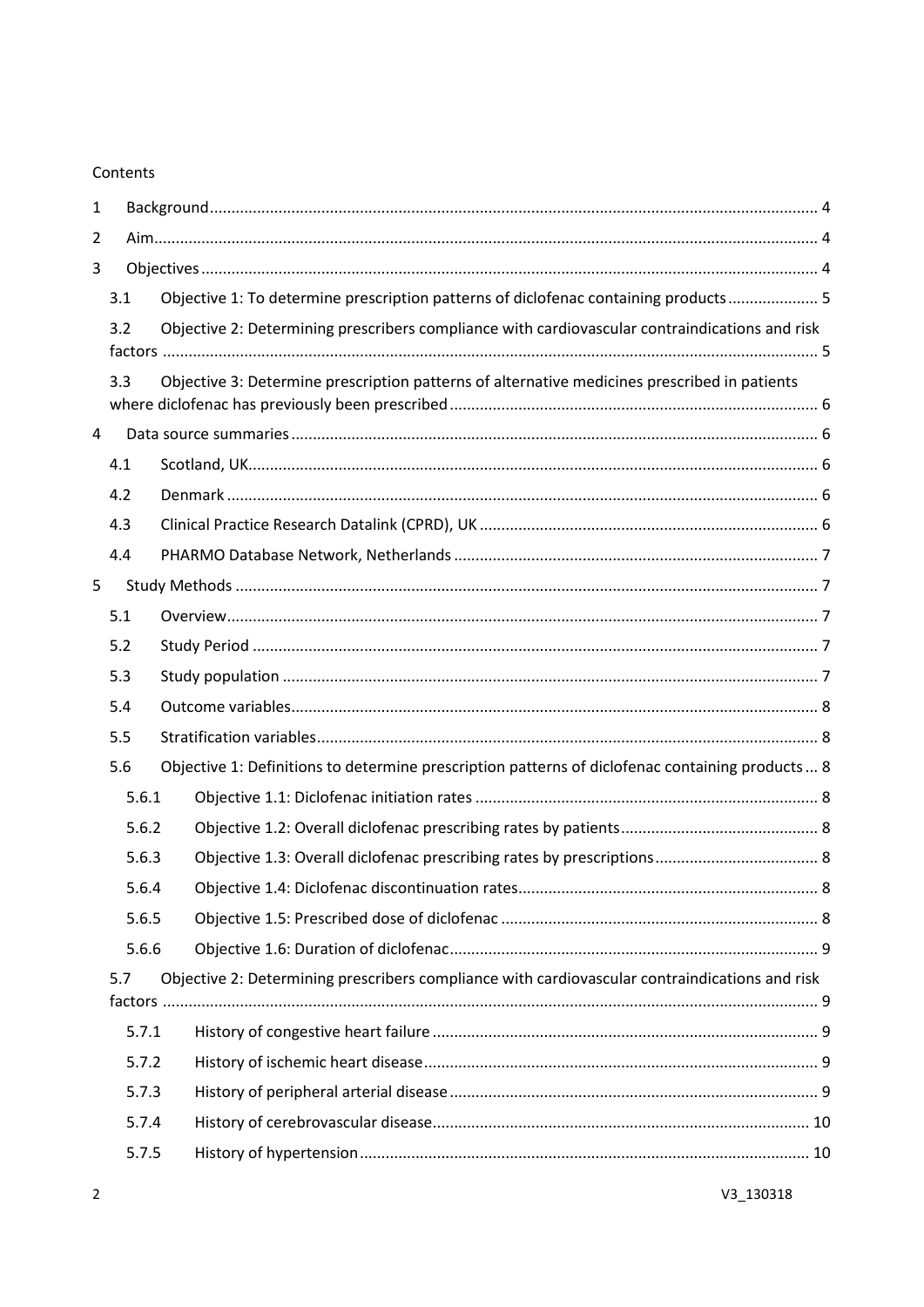Contents

1 Background ........ 4

2 Aim ........ 4

3 Objectives ........ 4

3.1 Objective 1: To determine prescription patterns of diclofenac containing products ........ 5

3.2 Objective 2: Determining prescribers compliance with cardiovascular contraindications and risk factors ........ 5

3.3 Objective 3: Determine prescription patterns of alternative medicines prescribed in patients where diclofenac has previously been prescribed ........ 6

4 Data source summaries ........ 6

4.1 Scotland, UK ........ 6

4.2 Denmark ........ 6

4.3 Clinical Practice Research Datalink (CPRD), UK ........ 6

4.4 PHARMO Database Network, Netherlands ........ 7

5 Study Methods ........ 7

5.1 Overview ........ 7

5.2 Study Period ........ 7

5.3 Study population ........ 7

5.4 Outcome variables ........ 8

5.5 Stratification variables ........ 8

5.6 Objective 1: Definitions to determine prescription patterns of diclofenac containing products ........ 8

5.6.1 Objective 1.1: Diclofenac initiation rates ........ 8

5.6.2 Objective 1.2: Overall diclofenac prescribing rates by patients ........ 8

5.6.3 Objective 1.3: Overall diclofenac prescribing rates by prescriptions ........ 8

5.6.4 Objective 1.4: Diclofenac discontinuation rates ........ 8

5.6.5 Objective 1.5: Prescribed dose of diclofenac ........ 8

5.6.6 Objective 1.6: Duration of diclofenac ........ 9

5.7 Objective 2: Determining prescribers compliance with cardiovascular contraindications and risk factors ........ 9

5.7.1 History of congestive heart failure ........ 9

5.7.2 History of ischemic heart disease ........ 9

5.7.3 History of peripheral arterial disease ........ 9

5.7.4 History of cerebrovascular disease ........ 10

5.7.5 History of hypertension ........ 10

V3_130318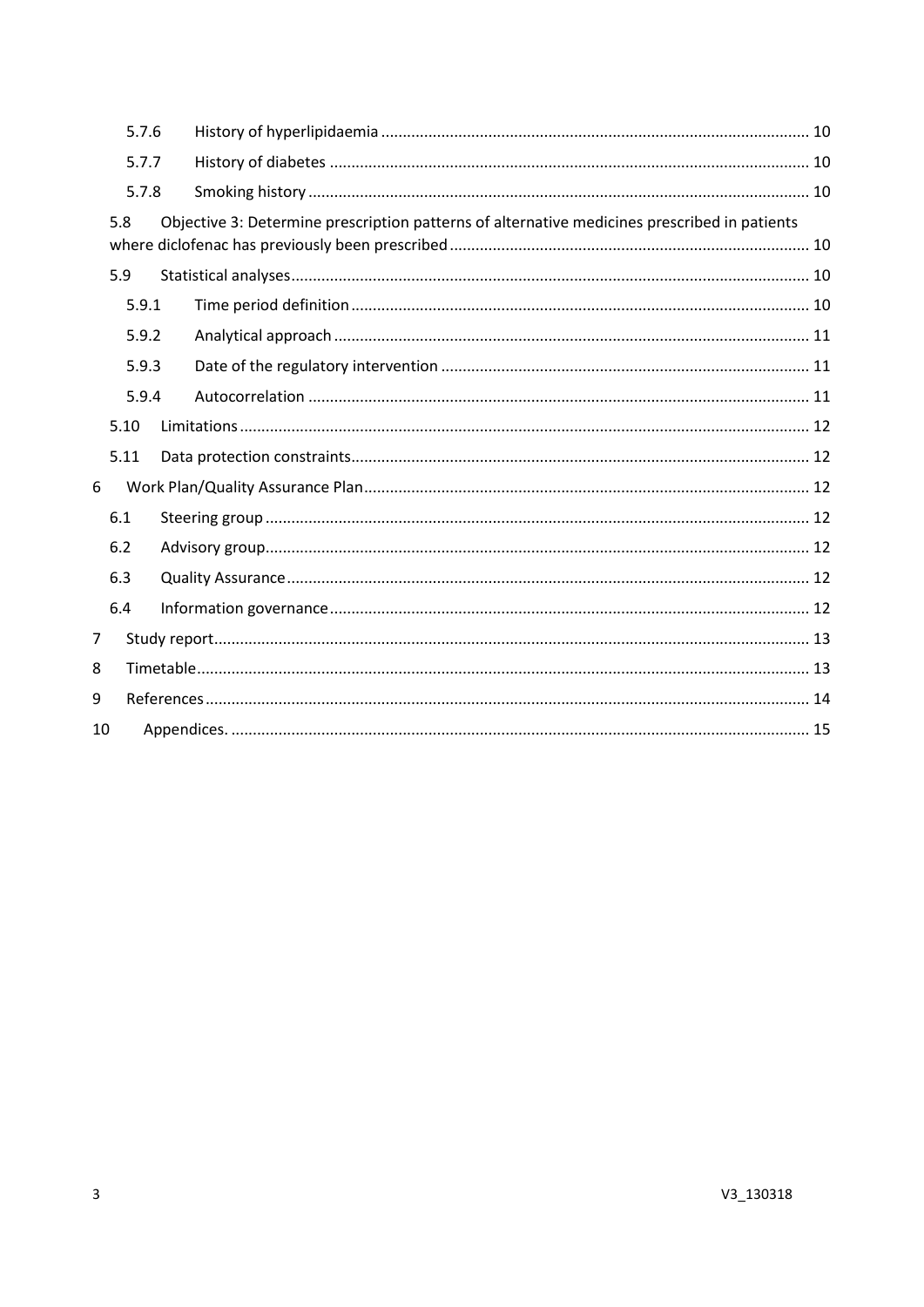5.7.6 History of hyperlipidaemia ... 10

5.7.7 History of diabetes ... 10

5.7.8 Smoking history ... 10

5.8 Objective 3: Determine prescription patterns of alternative medicines prescribed in patients where diclofenac has previously been prescribed ... 10

5.9 Statistical analyses ... 10

5.9.1 Time period definition ... 10

5.9.2 Analytical approach ... 11

5.9.3 Date of the regulatory intervention ... 11

5.9.4 Autocorrelation ... 11

5.10 Limitations ... 12

5.11 Data protection constraints ... 12

6 Work Plan/Quality Assurance Plan ... 12

6.1 Steering group ... 12

6.2 Advisory group ... 12

6.3 Quality Assurance ... 12

6.4 Information governance ... 12

7 Study report ... 13

8 Timetable ... 13

9 References ... 14

10 Appendices. ... 15

V3_130318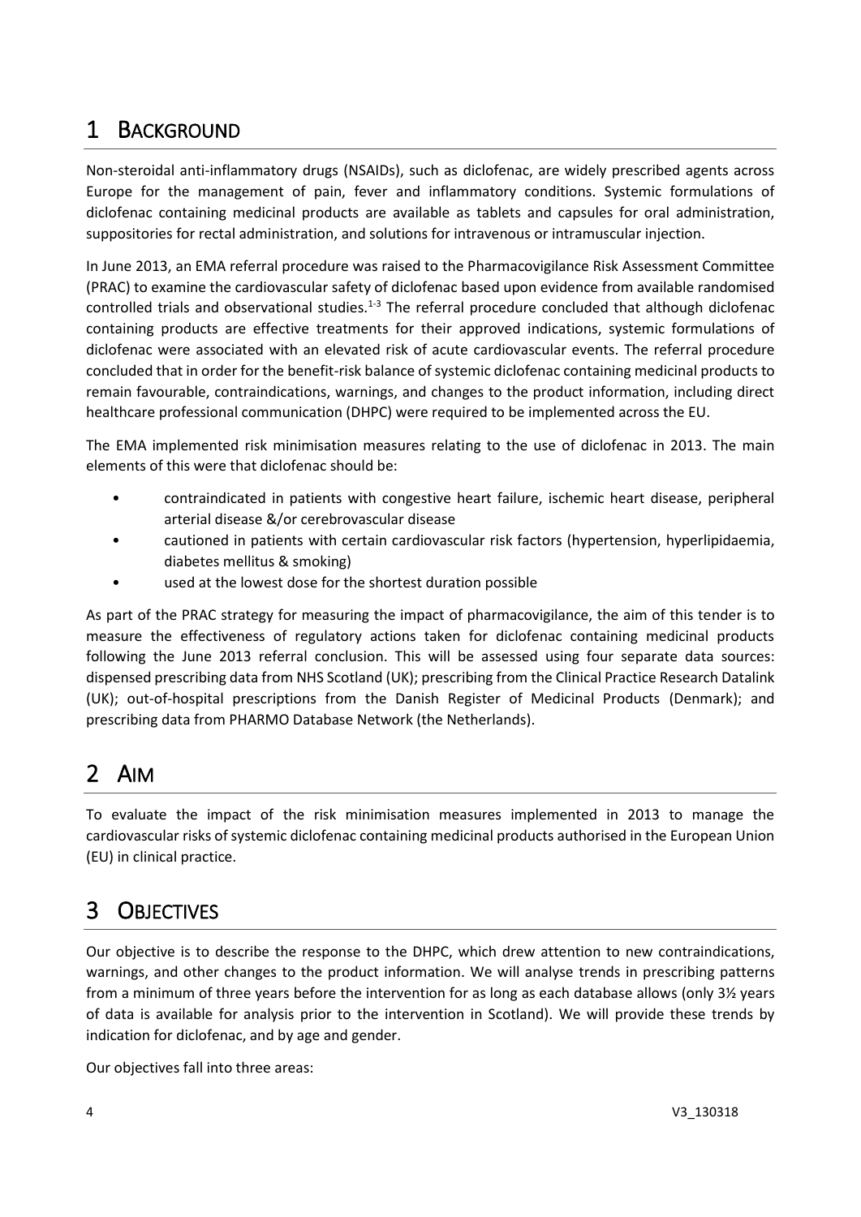# 1 Background

Non-steroidal anti-inflammatory drugs (NSAIDs), such as diclofenac, are widely prescribed agents across Europe for the management of pain, fever and inflammatory conditions. Systemic formulations of diclofenac containing medicinal products are available as tablets and capsules for oral administration, suppositories for rectal administration, and solutions for intravenous or intramuscular injection.

In June 2013, an EMA referral procedure was raised to the Pharmacovigilance Risk Assessment Committee (PRAC) to examine the cardiovascular safety of diclofenac based upon evidence from available randomised controlled trials and observational studies.[1-3] The referral procedure concluded that although diclofenac containing products are effective treatments for their approved indications, systemic formulations of diclofenac were associated with an elevated risk of acute cardiovascular events. The referral procedure concluded that in order for the benefit-risk balance of systemic diclofenac containing medicinal products to remain favourable, contraindications, warnings, and changes to the product information, including direct healthcare professional communication (DHPC) were required to be implemented across the EU.

The EMA implemented risk minimisation measures relating to the use of diclofenac in 2013. The main elements of this were that diclofenac should be:

- contraindicated in patients with congestive heart failure, ischemic heart disease, peripheral arterial disease &/or cerebrovascular disease
- cautioned in patients with certain cardiovascular risk factors (hypertension, hyperlipidaemia, diabetes mellitus & smoking)
- used at the lowest dose for the shortest duration possible

As part of the PRAC strategy for measuring the impact of pharmacovigilance, the aim of this tender is to measure the effectiveness of regulatory actions taken for diclofenac containing medicinal products following the June 2013 referral conclusion. This will be assessed using four separate data sources: dispensed prescribing data from NHS Scotland (UK); prescribing from the Clinical Practice Research Datalink (UK); out-of-hospital prescriptions from the Danish Register of Medicinal Products (Denmark); and prescribing data from PHARMO Database Network (the Netherlands).

# 2 Aim

To evaluate the impact of the risk minimisation measures implemented in 2013 to manage the cardiovascular risks of systemic diclofenac containing medicinal products authorised in the European Union (EU) in clinical practice.

# 3 Objectives

Our objective is to describe the response to the DHPC, which drew attention to new contraindications, warnings, and other changes to the product information. We will analyse trends in prescribing patterns from a minimum of three years before the intervention for as long as each database allows (only 3½ years of data is available for analysis prior to the intervention in Scotland). We will provide these trends by indication for diclofenac, and by age and gender.

Our objectives fall into three areas: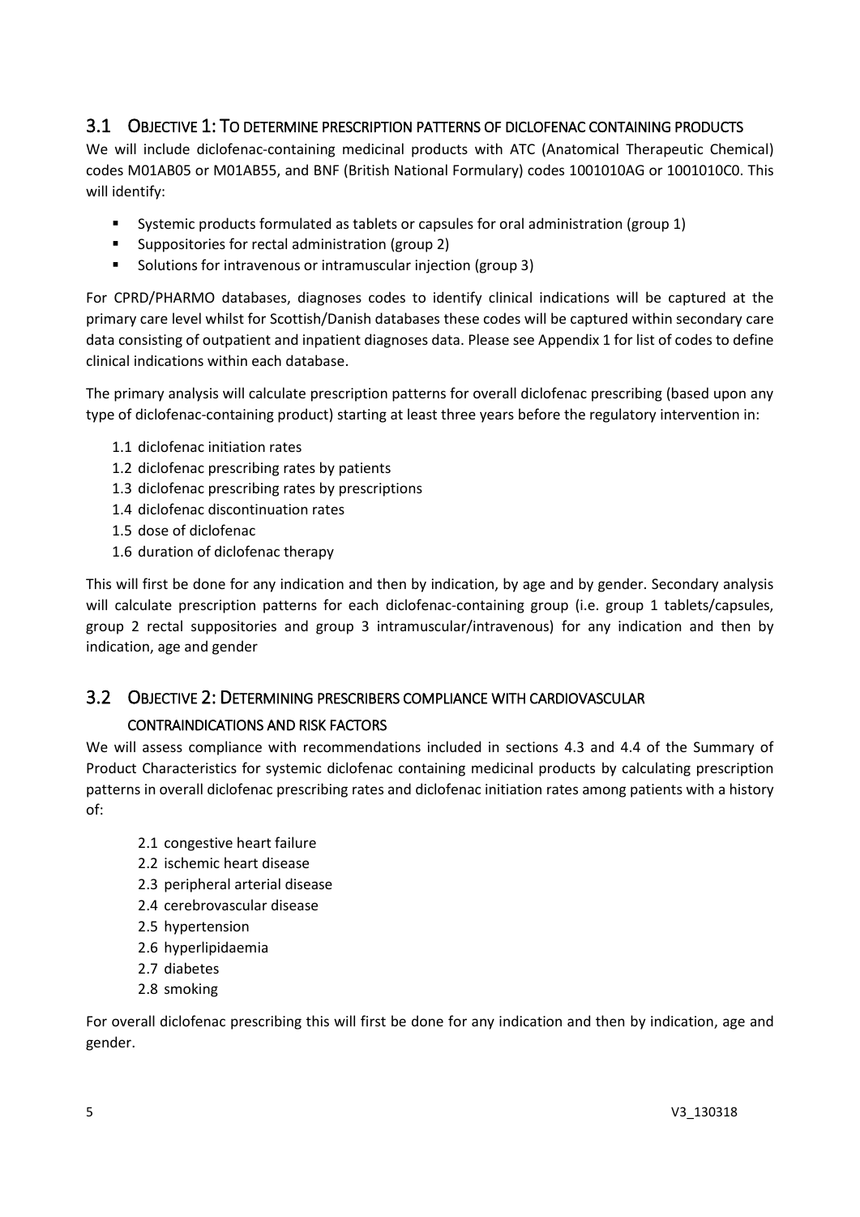## 3.1 Objective 1: To determine prescription patterns of diclofenac containing products

We will include diclofenac-containing medicinal products with ATC (Anatomical Therapeutic Chemical) codes M01AB05 or M01AB55, and BNF (British National Formulary) codes 1001010AG or 1001010C0. This will identify:

- Systemic products formulated as tablets or capsules for oral administration (group 1)
- Suppositories for rectal administration (group 2)
- Solutions for intravenous or intramuscular injection (group 3)

For CPRD/PHARMO databases, diagnoses codes to identify clinical indications will be captured at the primary care level whilst for Scottish/Danish databases these codes will be captured within secondary care data consisting of outpatient and inpatient diagnoses data. Please see Appendix 1 for list of codes to define clinical indications within each database.

The primary analysis will calculate prescription patterns for overall diclofenac prescribing (based upon any type of diclofenac-containing product) starting at least three years before the regulatory intervention in:

1.1 diclofenac initiation rates
1.2 diclofenac prescribing rates by patients
1.3 diclofenac prescribing rates by prescriptions
1.4 diclofenac discontinuation rates
1.5 dose of diclofenac
1.6 duration of diclofenac therapy

This will first be done for any indication and then by indication, by age and by gender. Secondary analysis will calculate prescription patterns for each diclofenac-containing group (i.e. group 1 tablets/capsules, group 2 rectal suppositories and group 3 intramuscular/intravenous) for any indication and then by indication, age and gender

## 3.2 Objective 2: Determining prescribers compliance with cardiovascular contraindications and risk factors

We will assess compliance with recommendations included in sections 4.3 and 4.4 of the Summary of Product Characteristics for systemic diclofenac containing medicinal products by calculating prescription patterns in overall diclofenac prescribing rates and diclofenac initiation rates among patients with a history of:

2.1 congestive heart failure
2.2 ischemic heart disease
2.3 peripheral arterial disease
2.4 cerebrovascular disease
2.5 hypertension
2.6 hyperlipidaemia
2.7 diabetes
2.8 smoking

For overall diclofenac prescribing this will first be done for any indication and then by indication, age and gender.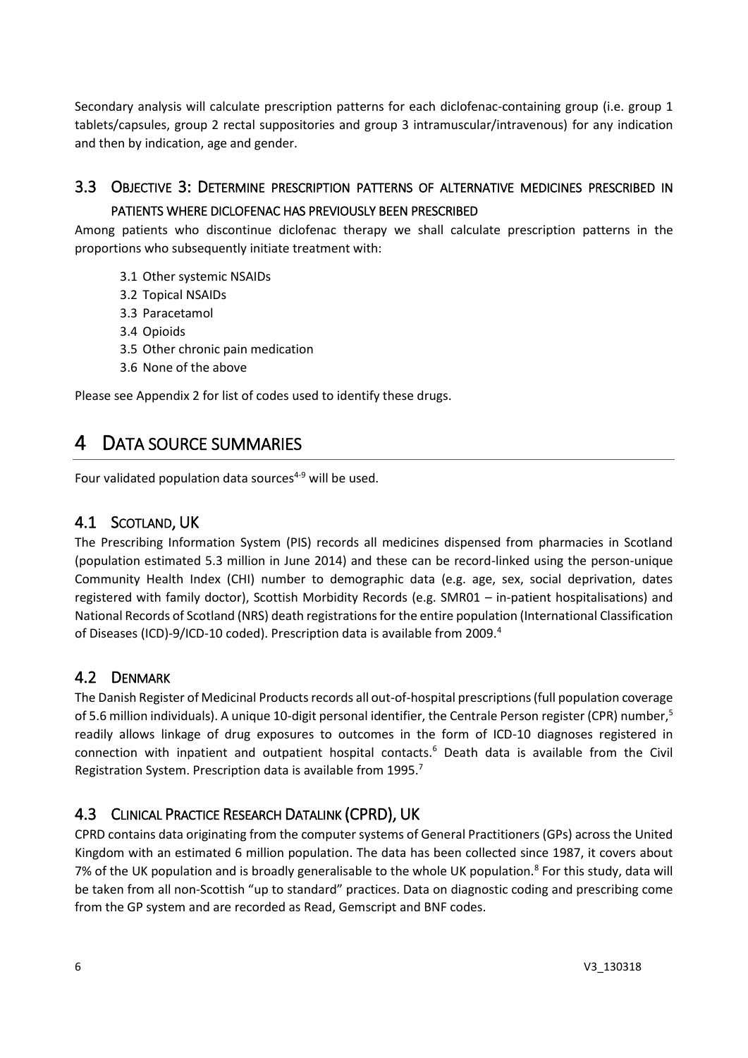Secondary analysis will calculate prescription patterns for each diclofenac-containing group (i.e. group 1 tablets/capsules, group 2 rectal suppositories and group 3 intramuscular/intravenous) for any indication and then by indication, age and gender.

## 3.3 Objective 3: Determine prescription patterns of alternative medicines prescribed in patients where diclofenac has previously been prescribed

Among patients who discontinue diclofenac therapy we shall calculate prescription patterns in the proportions who subsequently initiate treatment with:

- 3.1 Other systemic NSAIDs
- 3.2 Topical NSAIDs
- 3.3 Paracetamol
- 3.4 Opioids
- 3.5 Other chronic pain medication
- 3.6 None of the above

Please see Appendix 2 for list of codes used to identify these drugs.

# 4 Data source summaries

Four validated population data sources[4-9] will be used.

## 4.1 Scotland, UK

The Prescribing Information System (PIS) records all medicines dispensed from pharmacies in Scotland (population estimated 5.3 million in June 2014) and these can be record-linked using the person-unique Community Health Index (CHI) number to demographic data (e.g. age, sex, social deprivation, dates registered with family doctor), Scottish Morbidity Records (e.g. SMR01 – in-patient hospitalisations) and National Records of Scotland (NRS) death registrations for the entire population (International Classification of Diseases (ICD)-9/ICD-10 coded). Prescription data is available from 2009.[4]

## 4.2 Denmark

The Danish Register of Medicinal Products records all out-of-hospital prescriptions (full population coverage of 5.6 million individuals). A unique 10-digit personal identifier, the Centrale Person register (CPR) number,[5] readily allows linkage of drug exposures to outcomes in the form of ICD-10 diagnoses registered in connection with inpatient and outpatient hospital contacts.[6] Death data is available from the Civil Registration System. Prescription data is available from 1995.[7]

## 4.3 Clinical Practice Research Datalink (CPRD), UK

CPRD contains data originating from the computer systems of General Practitioners (GPs) across the United Kingdom with an estimated 6 million population. The data has been collected since 1987, it covers about 7% of the UK population and is broadly generalisable to the whole UK population.[8] For this study, data will be taken from all non-Scottish "up to standard" practices. Data on diagnostic coding and prescribing come from the GP system and are recorded as Read, Gemscript and BNF codes.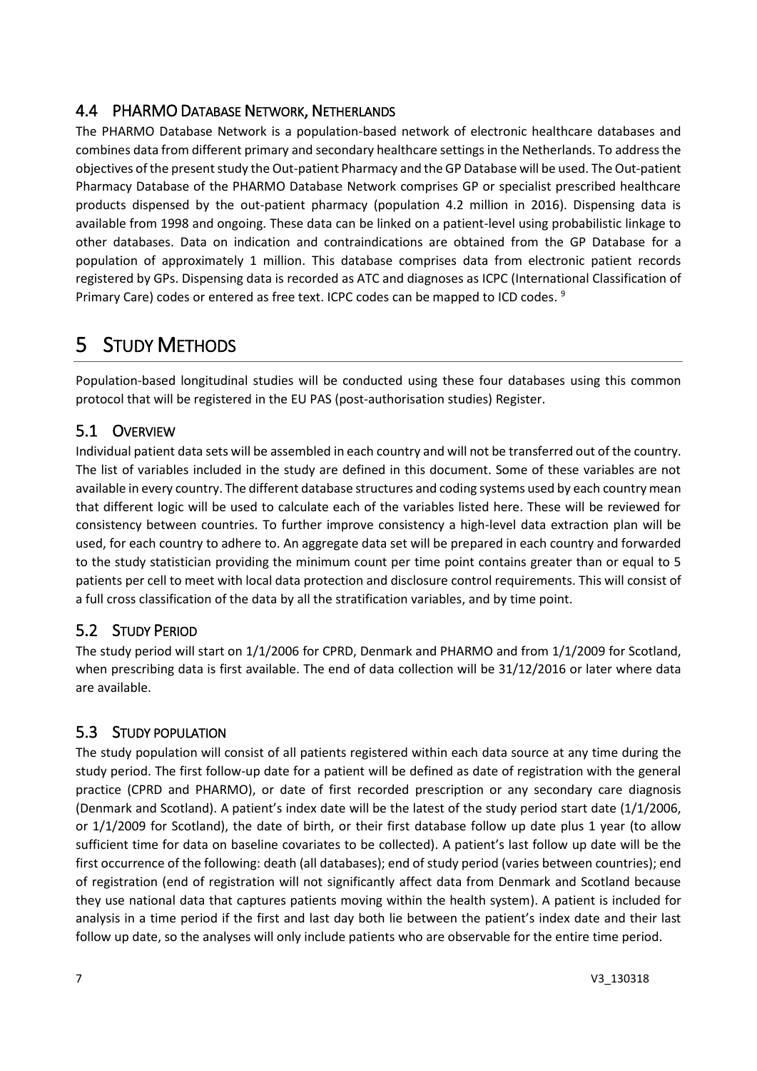## 4.4 PHARMO Database Network, Netherlands

The PHARMO Database Network is a population-based network of electronic healthcare databases and combines data from different primary and secondary healthcare settings in the Netherlands. To address the objectives of the present study the Out-patient Pharmacy and the GP Database will be used. The Out-patient Pharmacy Database of the PHARMO Database Network comprises GP or specialist prescribed healthcare products dispensed by the out-patient pharmacy (population 4.2 million in 2016). Dispensing data is available from 1998 and ongoing. These data can be linked on a patient-level using probabilistic linkage to other databases. Data on indication and contraindications are obtained from the GP Database for a population of approximately 1 million. This database comprises data from electronic patient records registered by GPs. Dispensing data is recorded as ATC and diagnoses as ICPC (International Classification of Primary Care) codes or entered as free text. ICPC codes can be mapped to ICD codes. [9]

# 5 Study Methods

Population-based longitudinal studies will be conducted using these four databases using this common protocol that will be registered in the EU PAS (post-authorisation studies) Register.

## 5.1 Overview

Individual patient data sets will be assembled in each country and will not be transferred out of the country. The list of variables included in the study are defined in this document. Some of these variables are not available in every country. The different database structures and coding systems used by each country mean that different logic will be used to calculate each of the variables listed here. These will be reviewed for consistency between countries. To further improve consistency a high-level data extraction plan will be used, for each country to adhere to. An aggregate data set will be prepared in each country and forwarded to the study statistician providing the minimum count per time point contains greater than or equal to 5 patients per cell to meet with local data protection and disclosure control requirements. This will consist of a full cross classification of the data by all the stratification variables, and by time point.

## 5.2 Study Period

The study period will start on 1/1/2006 for CPRD, Denmark and PHARMO and from 1/1/2009 for Scotland, when prescribing data is first available. The end of data collection will be 31/12/2016 or later where data are available.

## 5.3 Study population

The study population will consist of all patients registered within each data source at any time during the study period. The first follow-up date for a patient will be defined as date of registration with the general practice (CPRD and PHARMO), or date of first recorded prescription or any secondary care diagnosis (Denmark and Scotland). A patient's index date will be the latest of the study period start date (1/1/2006, or 1/1/2009 for Scotland), the date of birth, or their first database follow up date plus 1 year (to allow sufficient time for data on baseline covariates to be collected). A patient's last follow up date will be the first occurrence of the following: death (all databases); end of study period (varies between countries); end of registration (end of registration will not significantly affect data from Denmark and Scotland because they use national data that captures patients moving within the health system). A patient is included for analysis in a time period if the first and last day both lie between the patient's index date and their last follow up date, so the analyses will only include patients who are observable for the entire time period.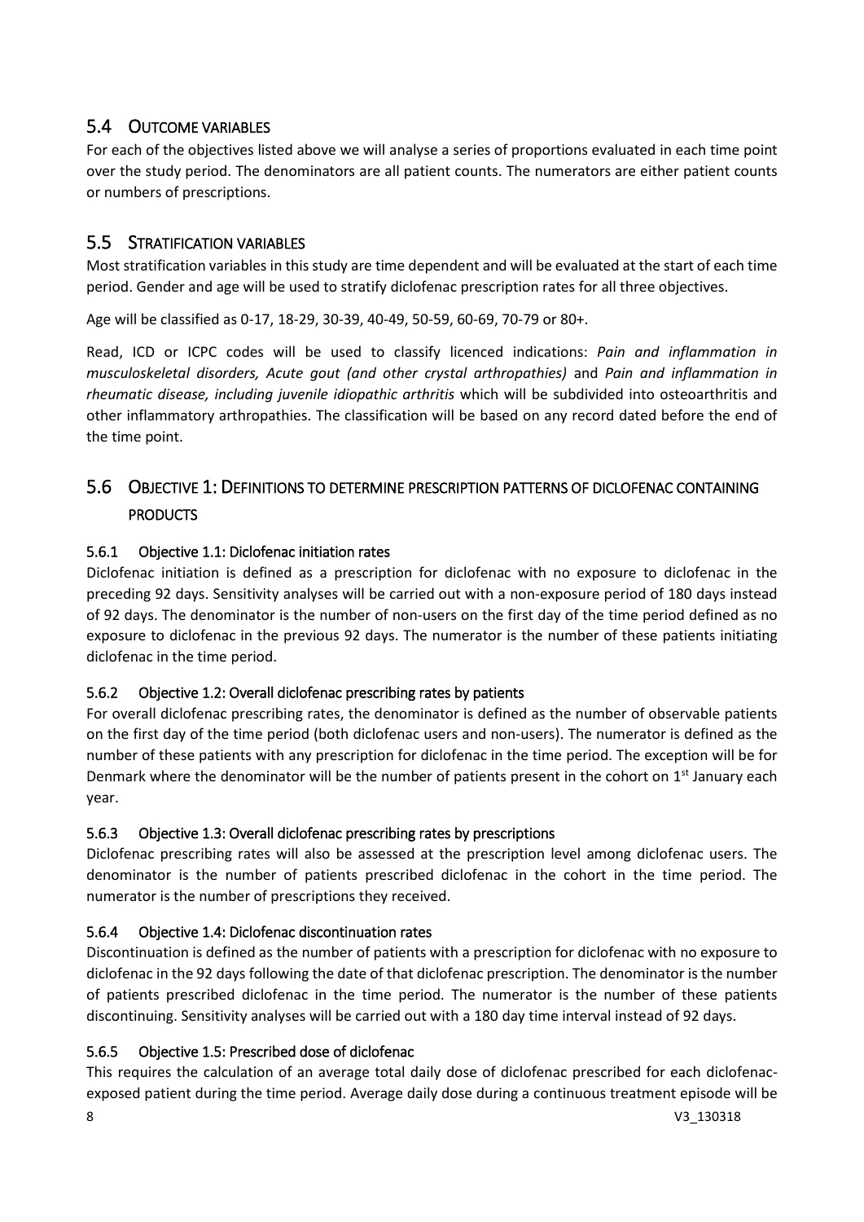## 5.4 Outcome variables

For each of the objectives listed above we will analyse a series of proportions evaluated in each time point over the study period. The denominators are all patient counts. The numerators are either patient counts or numbers of prescriptions.

## 5.5 Stratification variables

Most stratification variables in this study are time dependent and will be evaluated at the start of each time period. Gender and age will be used to stratify diclofenac prescription rates for all three objectives.

Age will be classified as 0-17, 18-29, 30-39, 40-49, 50-59, 60-69, 70-79 or 80+.

Read, ICD or ICPC codes will be used to classify licenced indications: *Pain and inflammation in musculoskeletal disorders, Acute gout (and other crystal arthropathies)* and *Pain and inflammation in rheumatic disease, including juvenile idiopathic arthritis* which will be subdivided into osteoarthritis and other inflammatory arthropathies. The classification will be based on any record dated before the end of the time point.

## 5.6 Objective 1: Definitions to determine prescription patterns of diclofenac containing products

### 5.6.1 Objective 1.1: Diclofenac initiation rates

Diclofenac initiation is defined as a prescription for diclofenac with no exposure to diclofenac in the preceding 92 days. Sensitivity analyses will be carried out with a non-exposure period of 180 days instead of 92 days. The denominator is the number of non-users on the first day of the time period defined as no exposure to diclofenac in the previous 92 days. The numerator is the number of these patients initiating diclofenac in the time period.

### 5.6.2 Objective 1.2: Overall diclofenac prescribing rates by patients

For overall diclofenac prescribing rates, the denominator is defined as the number of observable patients on the first day of the time period (both diclofenac users and non-users). The numerator is defined as the number of these patients with any prescription for diclofenac in the time period. The exception will be for Denmark where the denominator will be the number of patients present in the cohort on 1st January each year.

### 5.6.3 Objective 1.3: Overall diclofenac prescribing rates by prescriptions

Diclofenac prescribing rates will also be assessed at the prescription level among diclofenac users. The denominator is the number of patients prescribed diclofenac in the cohort in the time period. The numerator is the number of prescriptions they received.

### 5.6.4 Objective 1.4: Diclofenac discontinuation rates

Discontinuation is defined as the number of patients with a prescription for diclofenac with no exposure to diclofenac in the 92 days following the date of that diclofenac prescription. The denominator is the number of patients prescribed diclofenac in the time period. The numerator is the number of these patients discontinuing. Sensitivity analyses will be carried out with a 180 day time interval instead of 92 days.

### 5.6.5 Objective 1.5: Prescribed dose of diclofenac

This requires the calculation of an average total daily dose of diclofenac prescribed for each diclofenac-exposed patient during the time period. Average daily dose during a continuous treatment episode will be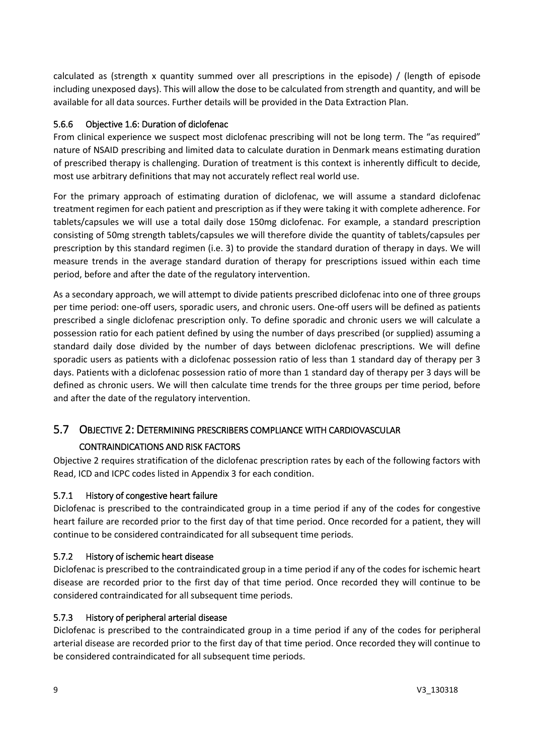calculated as (strength x quantity summed over all prescriptions in the episode) / (length of episode including unexposed days). This will allow the dose to be calculated from strength and quantity, and will be available for all data sources. Further details will be provided in the Data Extraction Plan.

### 5.6.6 Objective 1.6: Duration of diclofenac

From clinical experience we suspect most diclofenac prescribing will not be long term. The "as required" nature of NSAID prescribing and limited data to calculate duration in Denmark means estimating duration of prescribed therapy is challenging. Duration of treatment is this context is inherently difficult to decide, most use arbitrary definitions that may not accurately reflect real world use.

For the primary approach of estimating duration of diclofenac, we will assume a standard diclofenac treatment regimen for each patient and prescription as if they were taking it with complete adherence. For tablets/capsules we will use a total daily dose 150mg diclofenac. For example, a standard prescription consisting of 50mg strength tablets/capsules we will therefore divide the quantity of tablets/capsules per prescription by this standard regimen (i.e. 3) to provide the standard duration of therapy in days. We will measure trends in the average standard duration of therapy for prescriptions issued within each time period, before and after the date of the regulatory intervention.

As a secondary approach, we will attempt to divide patients prescribed diclofenac into one of three groups per time period: one-off users, sporadic users, and chronic users. One-off users will be defined as patients prescribed a single diclofenac prescription only. To define sporadic and chronic users we will calculate a possession ratio for each patient defined by using the number of days prescribed (or supplied) assuming a standard daily dose divided by the number of days between diclofenac prescriptions. We will define sporadic users as patients with a diclofenac possession ratio of less than 1 standard day of therapy per 3 days. Patients with a diclofenac possession ratio of more than 1 standard day of therapy per 3 days will be defined as chronic users. We will then calculate time trends for the three groups per time period, before and after the date of the regulatory intervention.

## 5.7 Objective 2: Determining prescribers compliance with cardiovascular contraindications and risk factors

Objective 2 requires stratification of the diclofenac prescription rates by each of the following factors with Read, ICD and ICPC codes listed in Appendix 3 for each condition.

### 5.7.1 History of congestive heart failure

Diclofenac is prescribed to the contraindicated group in a time period if any of the codes for congestive heart failure are recorded prior to the first day of that time period. Once recorded for a patient, they will continue to be considered contraindicated for all subsequent time periods.

### 5.7.2 History of ischemic heart disease

Diclofenac is prescribed to the contraindicated group in a time period if any of the codes for ischemic heart disease are recorded prior to the first day of that time period. Once recorded they will continue to be considered contraindicated for all subsequent time periods.

### 5.7.3 History of peripheral arterial disease

Diclofenac is prescribed to the contraindicated group in a time period if any of the codes for peripheral arterial disease are recorded prior to the first day of that time period. Once recorded they will continue to be considered contraindicated for all subsequent time periods.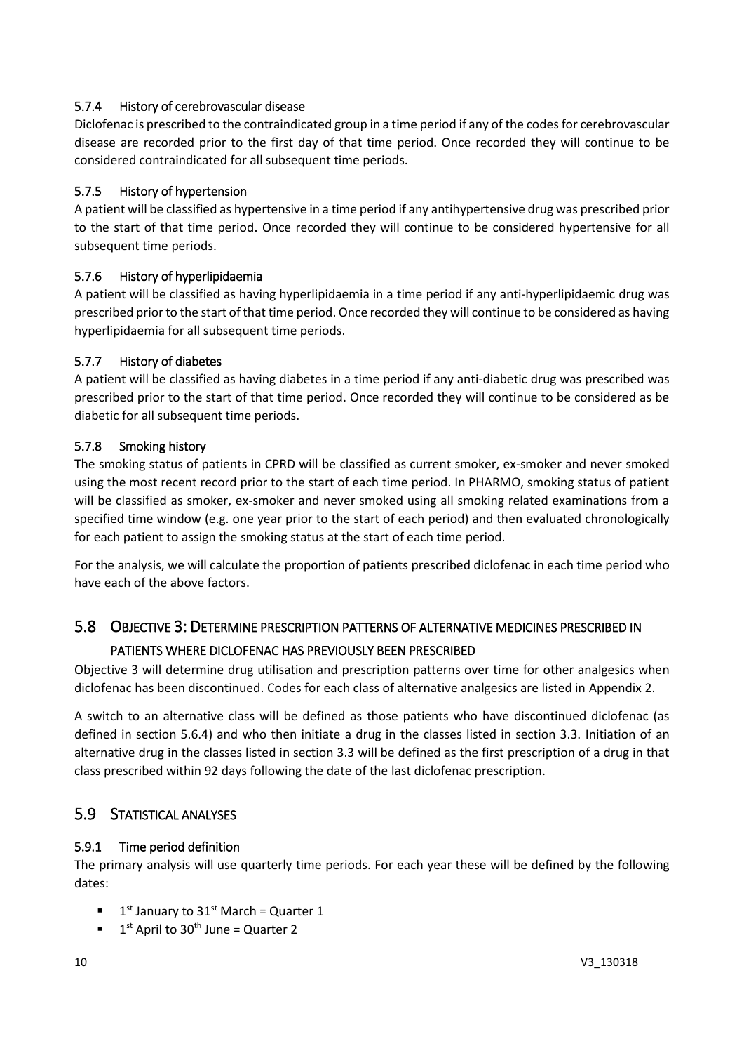#### 5.7.4 History of cerebrovascular disease

Diclofenac is prescribed to the contraindicated group in a time period if any of the codes for cerebrovascular disease are recorded prior to the first day of that time period. Once recorded they will continue to be considered contraindicated for all subsequent time periods.

#### 5.7.5 History of hypertension

A patient will be classified as hypertensive in a time period if any antihypertensive drug was prescribed prior to the start of that time period. Once recorded they will continue to be considered hypertensive for all subsequent time periods.

#### 5.7.6 History of hyperlipidaemia

A patient will be classified as having hyperlipidaemia in a time period if any anti-hyperlipidaemic drug was prescribed prior to the start of that time period. Once recorded they will continue to be considered as having hyperlipidaemia for all subsequent time periods.

#### 5.7.7 History of diabetes

A patient will be classified as having diabetes in a time period if any anti-diabetic drug was prescribed was prescribed prior to the start of that time period. Once recorded they will continue to be considered as be diabetic for all subsequent time periods.

#### 5.7.8 Smoking history

The smoking status of patients in CPRD will be classified as current smoker, ex-smoker and never smoked using the most recent record prior to the start of each time period. In PHARMO, smoking status of patient will be classified as smoker, ex-smoker and never smoked using all smoking related examinations from a specified time window (e.g. one year prior to the start of each period) and then evaluated chronologically for each patient to assign the smoking status at the start of each time period.

For the analysis, we will calculate the proportion of patients prescribed diclofenac in each time period who have each of the above factors.

## 5.8 Objective 3: Determine prescription patterns of alternative medicines prescribed in patients where diclofenac has previously been prescribed

Objective 3 will determine drug utilisation and prescription patterns over time for other analgesics when diclofenac has been discontinued. Codes for each class of alternative analgesics are listed in Appendix 2.

A switch to an alternative class will be defined as those patients who have discontinued diclofenac (as defined in section 5.6.4) and who then initiate a drug in the classes listed in section 3.3. Initiation of an alternative drug in the classes listed in section 3.3 will be defined as the first prescription of a drug in that class prescribed within 92 days following the date of the last diclofenac prescription.

## 5.9 Statistical analyses

#### 5.9.1 Time period definition

The primary analysis will use quarterly time periods. For each year these will be defined by the following dates:

- 1st January to 31st March = Quarter 1
- 1st April to 30th June = Quarter 2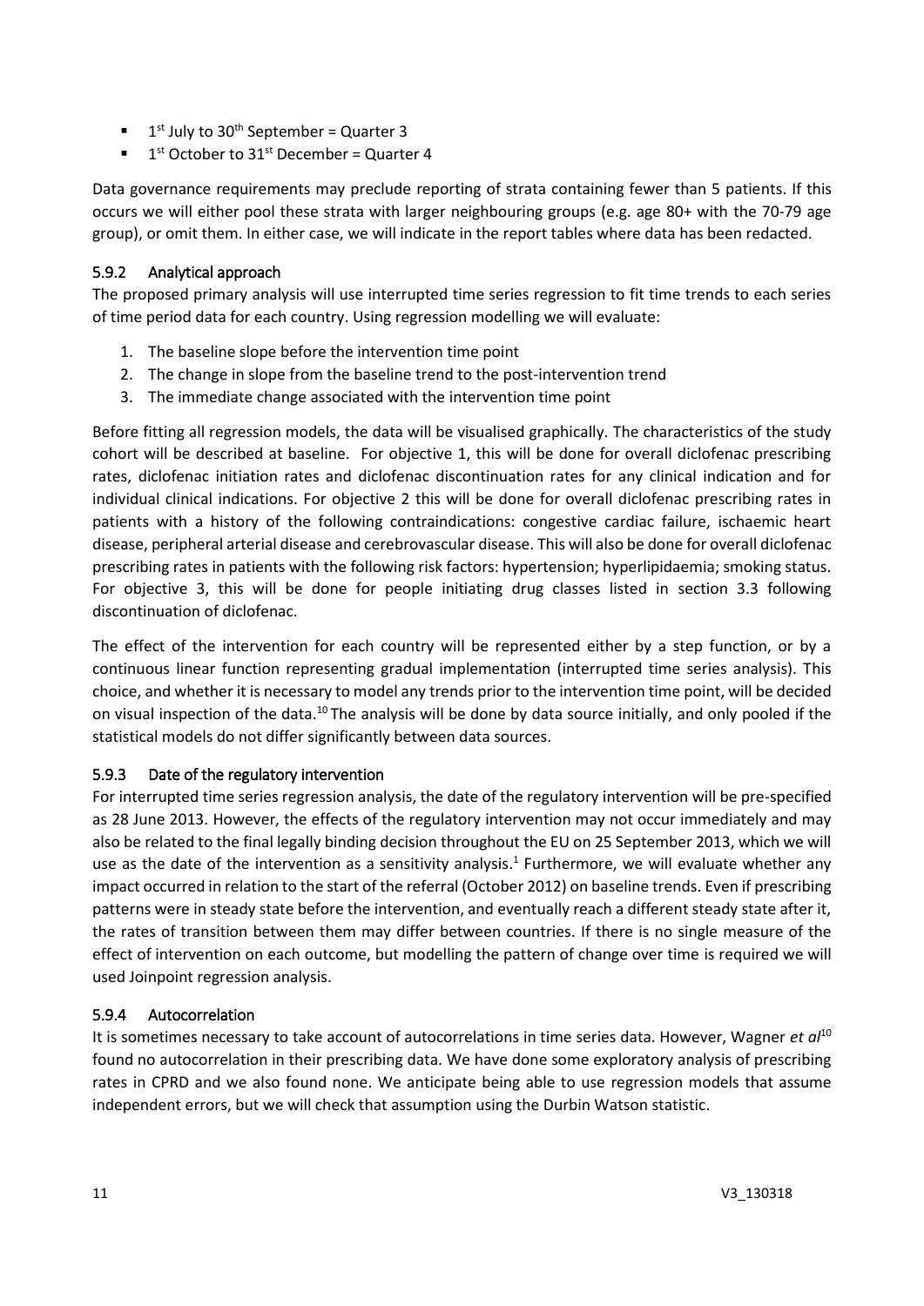- 1st July to 30th September = Quarter 3
- 1st October to 31st December = Quarter 4

Data governance requirements may preclude reporting of strata containing fewer than 5 patients. If this occurs we will either pool these strata with larger neighbouring groups (e.g. age 80+ with the 70-79 age group), or omit them. In either case, we will indicate in the report tables where data has been redacted.

### 5.9.2 Analytical approach

The proposed primary analysis will use interrupted time series regression to fit time trends to each series of time period data for each country. Using regression modelling we will evaluate:

1. The baseline slope before the intervention time point
2. The change in slope from the baseline trend to the post-intervention trend
3. The immediate change associated with the intervention time point

Before fitting all regression models, the data will be visualised graphically. The characteristics of the study cohort will be described at baseline. For objective 1, this will be done for overall diclofenac prescribing rates, diclofenac initiation rates and diclofenac discontinuation rates for any clinical indication and for individual clinical indications. For objective 2 this will be done for overall diclofenac prescribing rates in patients with a history of the following contraindications: congestive cardiac failure, ischaemic heart disease, peripheral arterial disease and cerebrovascular disease. This will also be done for overall diclofenac prescribing rates in patients with the following risk factors: hypertension; hyperlipidaemia; smoking status. For objective 3, this will be done for people initiating drug classes listed in section 3.3 following discontinuation of diclofenac.

The effect of the intervention for each country will be represented either by a step function, or by a continuous linear function representing gradual implementation (interrupted time series analysis). This choice, and whether it is necessary to model any trends prior to the intervention time point, will be decided on visual inspection of the data.[10] The analysis will be done by data source initially, and only pooled if the statistical models do not differ significantly between data sources.

### 5.9.3 Date of the regulatory intervention

For interrupted time series regression analysis, the date of the regulatory intervention will be pre-specified as 28 June 2013. However, the effects of the regulatory intervention may not occur immediately and may also be related to the final legally binding decision throughout the EU on 25 September 2013, which we will use as the date of the intervention as a sensitivity analysis.[1] Furthermore, we will evaluate whether any impact occurred in relation to the start of the referral (October 2012) on baseline trends. Even if prescribing patterns were in steady state before the intervention, and eventually reach a different steady state after it, the rates of transition between them may differ between countries. If there is no single measure of the effect of intervention on each outcome, but modelling the pattern of change over time is required we will used Joinpoint regression analysis.

### 5.9.4 Autocorrelation

It is sometimes necessary to take account of autocorrelations in time series data. However, Wagner *et al*[10] found no autocorrelation in their prescribing data. We have done some exploratory analysis of prescribing rates in CPRD and we also found none. We anticipate being able to use regression models that assume independent errors, but we will check that assumption using the Durbin Watson statistic.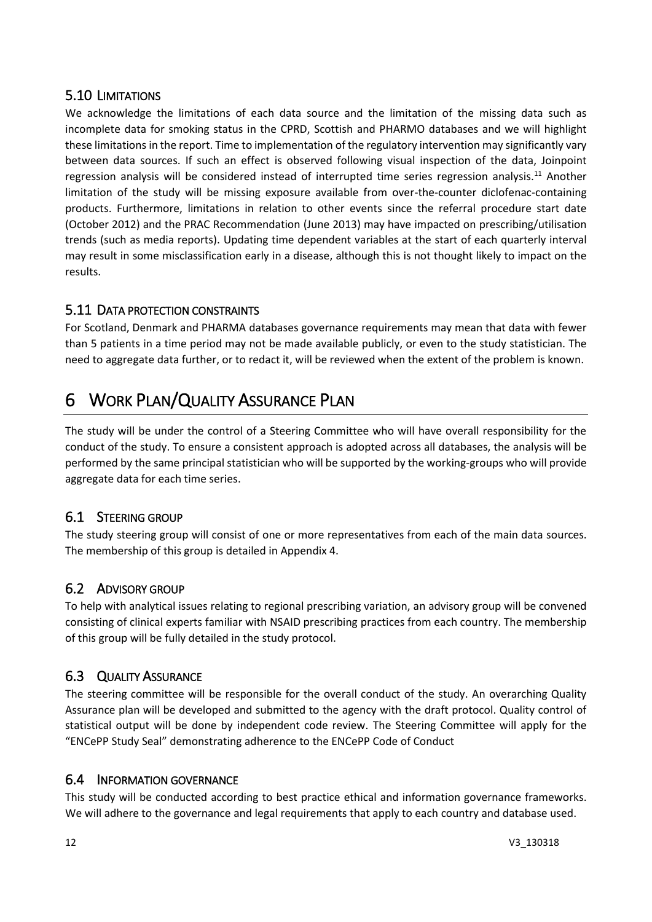## 5.10 Limitations

We acknowledge the limitations of each data source and the limitation of the missing data such as incomplete data for smoking status in the CPRD, Scottish and PHARMO databases and we will highlight these limitations in the report. Time to implementation of the regulatory intervention may significantly vary between data sources. If such an effect is observed following visual inspection of the data, Joinpoint regression analysis will be considered instead of interrupted time series regression analysis.[11] Another limitation of the study will be missing exposure available from over-the-counter diclofenac-containing products. Furthermore, limitations in relation to other events since the referral procedure start date (October 2012) and the PRAC Recommendation (June 2013) may have impacted on prescribing/utilisation trends (such as media reports). Updating time dependent variables at the start of each quarterly interval may result in some misclassification early in a disease, although this is not thought likely to impact on the results.

## 5.11 Data protection constraints

For Scotland, Denmark and PHARMA databases governance requirements may mean that data with fewer than 5 patients in a time period may not be made available publicly, or even to the study statistician. The need to aggregate data further, or to redact it, will be reviewed when the extent of the problem is known.

# 6 Work Plan/Quality Assurance Plan

The study will be under the control of a Steering Committee who will have overall responsibility for the conduct of the study. To ensure a consistent approach is adopted across all databases, the analysis will be performed by the same principal statistician who will be supported by the working-groups who will provide aggregate data for each time series.

## 6.1 Steering group

The study steering group will consist of one or more representatives from each of the main data sources. The membership of this group is detailed in Appendix 4.

## 6.2 Advisory group

To help with analytical issues relating to regional prescribing variation, an advisory group will be convened consisting of clinical experts familiar with NSAID prescribing practices from each country. The membership of this group will be fully detailed in the study protocol.

## 6.3 Quality Assurance

The steering committee will be responsible for the overall conduct of the study. An overarching Quality Assurance plan will be developed and submitted to the agency with the draft protocol. Quality control of statistical output will be done by independent code review. The Steering Committee will apply for the "ENCePP Study Seal" demonstrating adherence to the ENCePP Code of Conduct

## 6.4 Information governance

This study will be conducted according to best practice ethical and information governance frameworks. We will adhere to the governance and legal requirements that apply to each country and database used.

V3_130318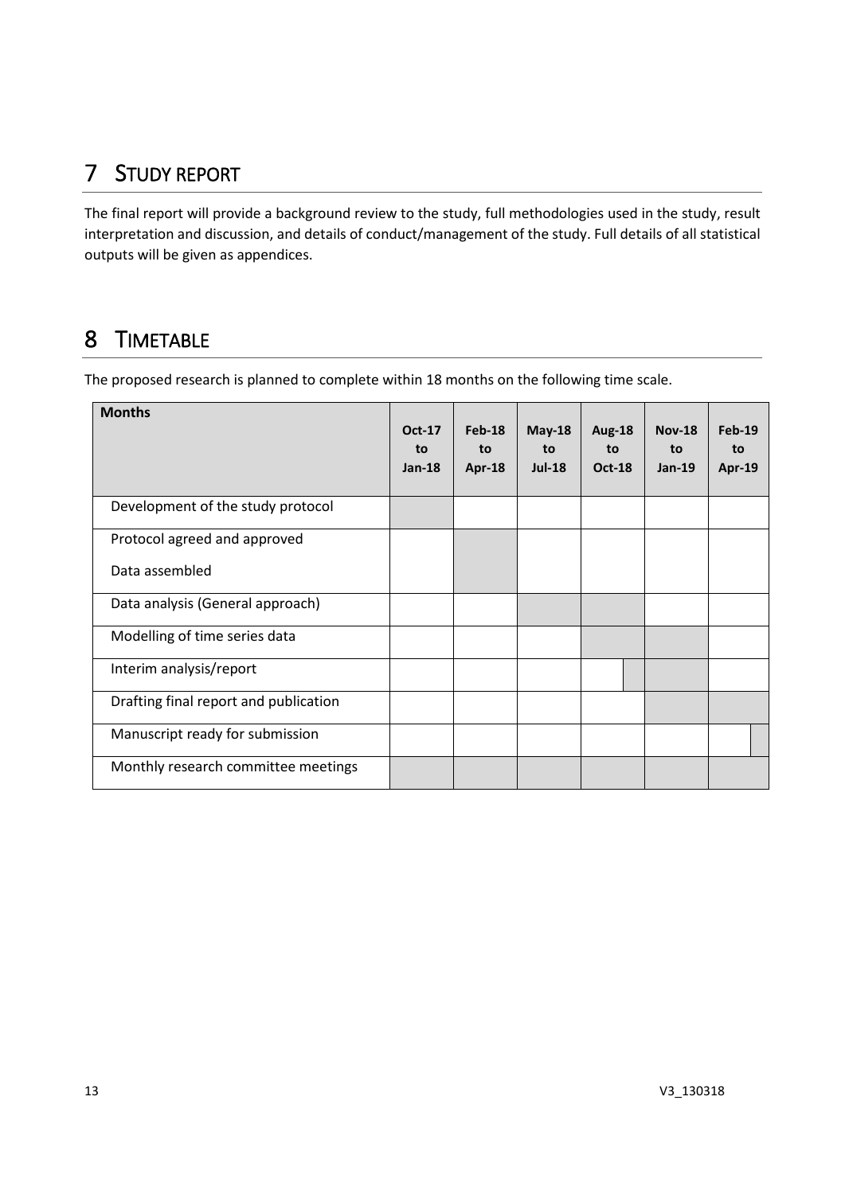# 7 STUDY REPORT

The final report will provide a background review to the study, full methodologies used in the study, result interpretation and discussion, and details of conduct/management of the study. Full details of all statistical outputs will be given as appendices.

# 8 TIMETABLE

The proposed research is planned to complete within 18 months on the following time scale.

| Months | Oct-17 to Jan-18 | Feb-18 to Apr-18 | May-18 to Jul-18 | Aug-18 to Oct-18 | Nov-18 to Jan-19 | Feb-19 to Apr-19 |
|---|---|---|---|---|---|---|
| Development of the study protocol | | | | | | |
| Protocol agreed and approved<br>Data assembled | | | | | | |
| Data analysis (General approach) | | | | | | |
| Modelling of time series data | | | | | | |
| Interim analysis/report | | | | | | |
| Drafting final report and publication | | | | | | |
| Manuscript ready for submission | | | | | | |
| Monthly research committee meetings | | | | | | |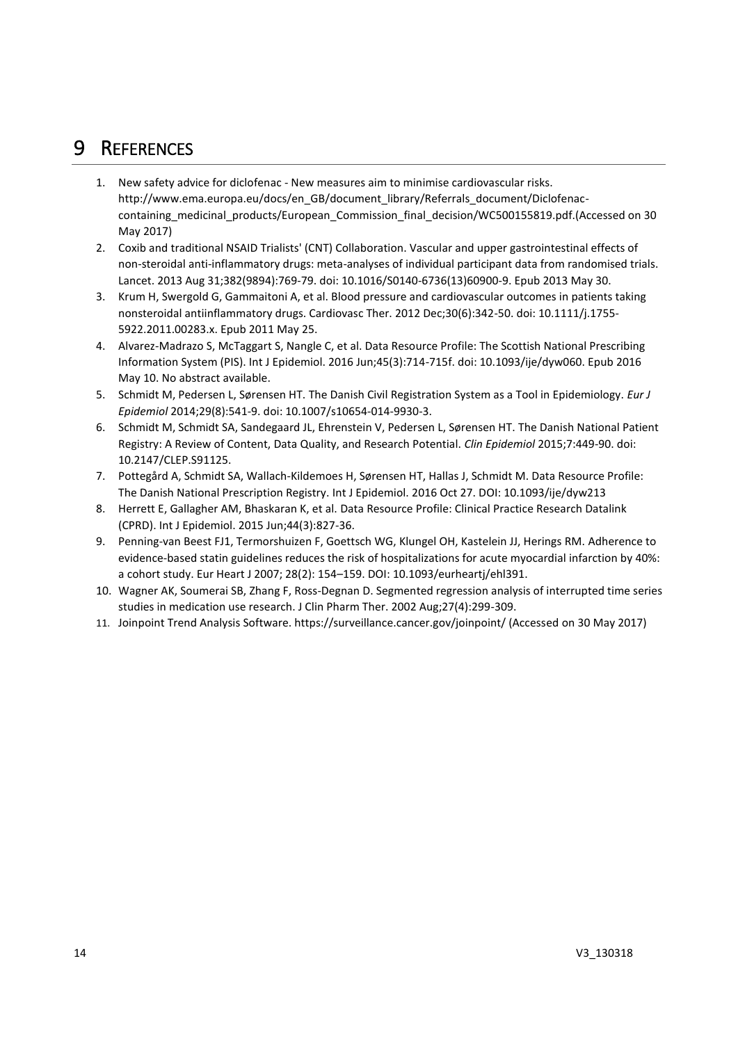# 9 REFERENCES

1. New safety advice for diclofenac - New measures aim to minimise cardiovascular risks. http://www.ema.europa.eu/docs/en_GB/document_library/Referrals_document/Diclofenac-containing_medicinal_products/European_Commission_final_decision/WC500155819.pdf.(Accessed on 30 May 2017)
2. Coxib and traditional NSAID Trialists' (CNT) Collaboration. Vascular and upper gastrointestinal effects of non-steroidal anti-inflammatory drugs: meta-analyses of individual participant data from randomised trials. Lancet. 2013 Aug 31;382(9894):769-79. doi: 10.1016/S0140-6736(13)60900-9. Epub 2013 May 30.
3. Krum H, Swergold G, Gammaitoni A, et al. Blood pressure and cardiovascular outcomes in patients taking nonsteroidal antiinflammatory drugs. Cardiovasc Ther. 2012 Dec;30(6):342-50. doi: 10.1111/j.1755-5922.2011.00283.x. Epub 2011 May 25.
4. Alvarez-Madrazo S, McTaggart S, Nangle C, et al. Data Resource Profile: The Scottish National Prescribing Information System (PIS). Int J Epidemiol. 2016 Jun;45(3):714-715f. doi: 10.1093/ije/dyw060. Epub 2016 May 10. No abstract available.
5. Schmidt M, Pedersen L, Sørensen HT. The Danish Civil Registration System as a Tool in Epidemiology. *Eur J Epidemiol* 2014;29(8):541-9. doi: 10.1007/s10654-014-9930-3.
6. Schmidt M, Schmidt SA, Sandegaard JL, Ehrenstein V, Pedersen L, Sørensen HT. The Danish National Patient Registry: A Review of Content, Data Quality, and Research Potential. *Clin Epidemiol* 2015;7:449-90. doi: 10.2147/CLEP.S91125.
7. Pottegård A, Schmidt SA, Wallach-Kildemoes H, Sørensen HT, Hallas J, Schmidt M. Data Resource Profile: The Danish National Prescription Registry. Int J Epidemiol. 2016 Oct 27. DOI: 10.1093/ije/dyw213
8. Herrett E, Gallagher AM, Bhaskaran K, et al. Data Resource Profile: Clinical Practice Research Datalink (CPRD). Int J Epidemiol. 2015 Jun;44(3):827-36.
9. Penning-van Beest FJ1, Termorshuizen F, Goettsch WG, Klungel OH, Kastelein JJ, Herings RM. Adherence to evidence-based statin guidelines reduces the risk of hospitalizations for acute myocardial infarction by 40%: a cohort study. Eur Heart J 2007; 28(2): 154–159. DOI: 10.1093/eurheartj/ehl391.
10. Wagner AK, Soumerai SB, Zhang F, Ross-Degnan D. Segmented regression analysis of interrupted time series studies in medication use research. J Clin Pharm Ther. 2002 Aug;27(4):299-309.
11. Joinpoint Trend Analysis Software. https://surveillance.cancer.gov/joinpoint/ (Accessed on 30 May 2017)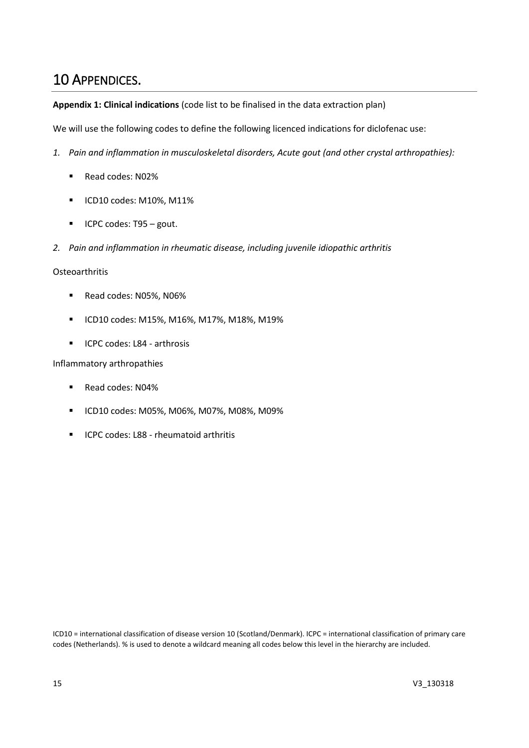# 10 APPENDICES.

**Appendix 1: Clinical indications** (code list to be finalised in the data extraction plan)

We will use the following codes to define the following licenced indications for diclofenac use:

1. *Pain and inflammation in musculoskeletal disorders, Acute gout (and other crystal arthropathies):*

   - Read codes: N02%
   - ICD10 codes: M10%, M11%
   - ICPC codes: T95 – gout.

2. *Pain and inflammation in rheumatic disease, including juvenile idiopathic arthritis*

Osteoarthritis

- Read codes: N05%, N06%
- ICD10 codes: M15%, M16%, M17%, M18%, M19%
- ICPC codes: L84 - arthrosis

Inflammatory arthropathies

- Read codes: N04%
- ICD10 codes: M05%, M06%, M07%, M08%, M09%
- ICPC codes: L88 - rheumatoid arthritis

ICD10 = international classification of disease version 10 (Scotland/Denmark). ICPC = international classification of primary care codes (Netherlands). % is used to denote a wildcard meaning all codes below this level in the hierarchy are included.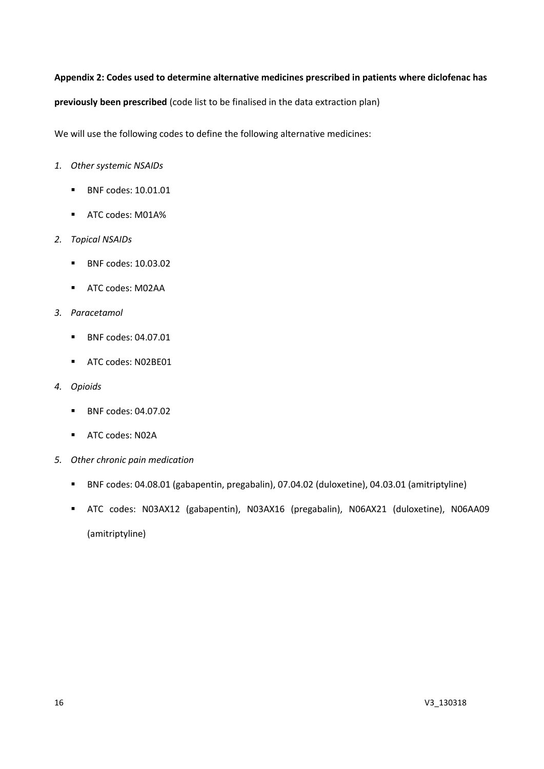**Appendix 2: Codes used to determine alternative medicines prescribed in patients where diclofenac has previously been prescribed** (code list to be finalised in the data extraction plan)

We will use the following codes to define the following alternative medicines:

1. *Other systemic NSAIDs*
   - BNF codes: 10.01.01
   - ATC codes: M01A%
2. *Topical NSAIDs*
   - BNF codes: 10.03.02
   - ATC codes: M02AA
3. *Paracetamol*
   - BNF codes: 04.07.01
   - ATC codes: N02BE01
4. *Opioids*
   - BNF codes: 04.07.02
   - ATC codes: N02A
5. *Other chronic pain medication*
   - BNF codes: 04.08.01 (gabapentin, pregabalin), 07.04.02 (duloxetine), 04.03.01 (amitriptyline)
   - ATC codes: N03AX12 (gabapentin), N03AX16 (pregabalin), N06AX21 (duloxetine), N06AA09 (amitriptyline)

V3_130318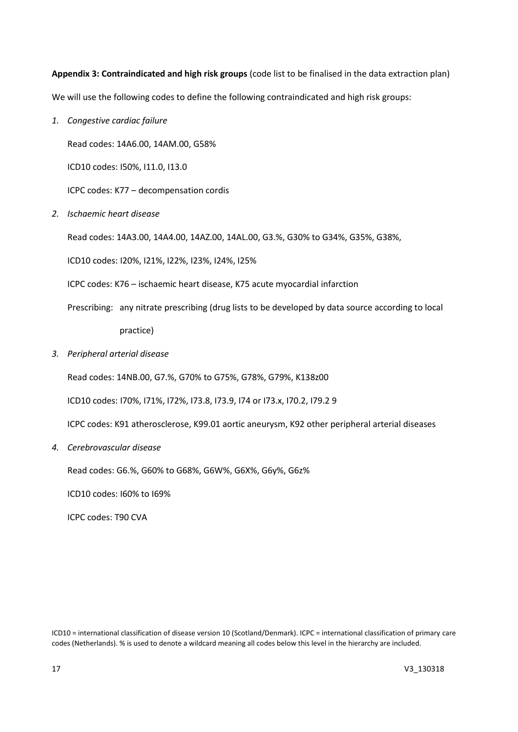**Appendix 3: Contraindicated and high risk groups** (code list to be finalised in the data extraction plan)

We will use the following codes to define the following contraindicated and high risk groups:

1. *Congestive cardiac failure*

   Read codes: 14A6.00, 14AM.00, G58%

   ICD10 codes: I50%, I11.0, I13.0

   ICPC codes: K77 – decompensation cordis

2. *Ischaemic heart disease*

   Read codes: 14A3.00, 14A4.00, 14AZ.00, 14AL.00, G3.%, G30% to G34%, G35%, G38%,

   ICD10 codes: I20%, I21%, I22%, I23%, I24%, I25%

   ICPC codes: K76 – ischaemic heart disease, K75 acute myocardial infarction

   Prescribing: any nitrate prescribing (drug lists to be developed by data source according to local practice)

3. *Peripheral arterial disease*

   Read codes: 14NB.00, G7.%, G70% to G75%, G78%, G79%, K138z00

   ICD10 codes: I70%, I71%, I72%, I73.8, I73.9, I74 or I73.x, I70.2, I79.2 9

   ICPC codes: K91 atherosclerose, K99.01 aortic aneurysm, K92 other peripheral arterial diseases

4. *Cerebrovascular disease*

   Read codes: G6.%, G60% to G68%, G6W%, G6X%, G6y%, G6z%

   ICD10 codes: I60% to I69%

   ICPC codes: T90 CVA

ICD10 = international classification of disease version 10 (Scotland/Denmark). ICPC = international classification of primary care codes (Netherlands). % is used to denote a wildcard meaning all codes below this level in the hierarchy are included.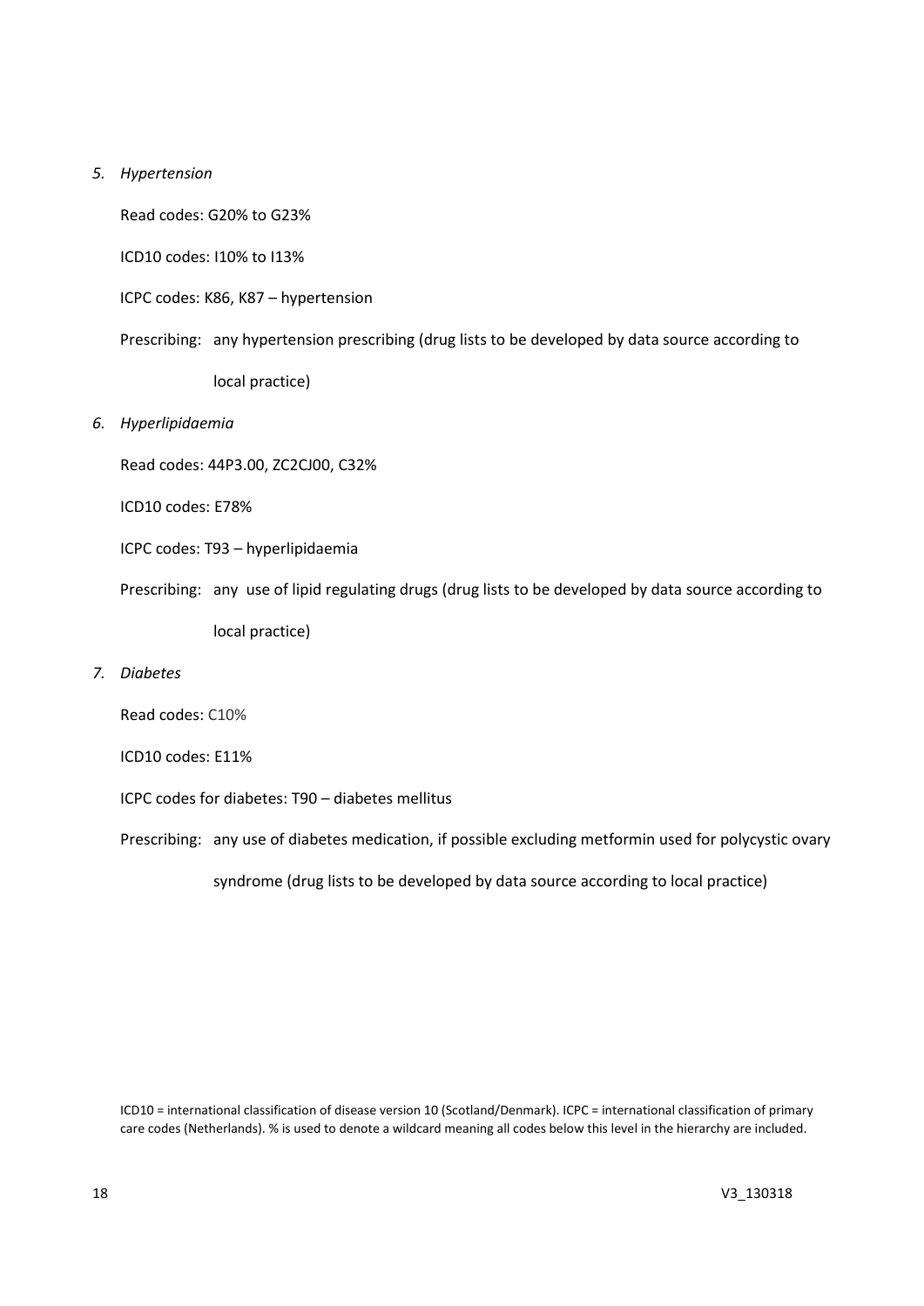*5. Hypertension*

Read codes: G20% to G23%

ICD10 codes: I10% to I13%

ICPC codes: K86, K87 – hypertension

Prescribing: any hypertension prescribing (drug lists to be developed by data source according to local practice)

*6. Hyperlipidaemia*

Read codes: 44P3.00, ZC2CJ00, C32%

ICD10 codes: E78%

ICPC codes: T93 – hyperlipidaemia

Prescribing: any use of lipid regulating drugs (drug lists to be developed by data source according to local practice)

*7. Diabetes*

Read codes: C10%

ICD10 codes: E11%

ICPC codes for diabetes: T90 – diabetes mellitus

Prescribing: any use of diabetes medication, if possible excluding metformin used for polycystic ovary syndrome (drug lists to be developed by data source according to local practice)

ICD10 = international classification of disease version 10 (Scotland/Denmark). ICPC = international classification of primary care codes (Netherlands). % is used to denote a wildcard meaning all codes below this level in the hierarchy are included.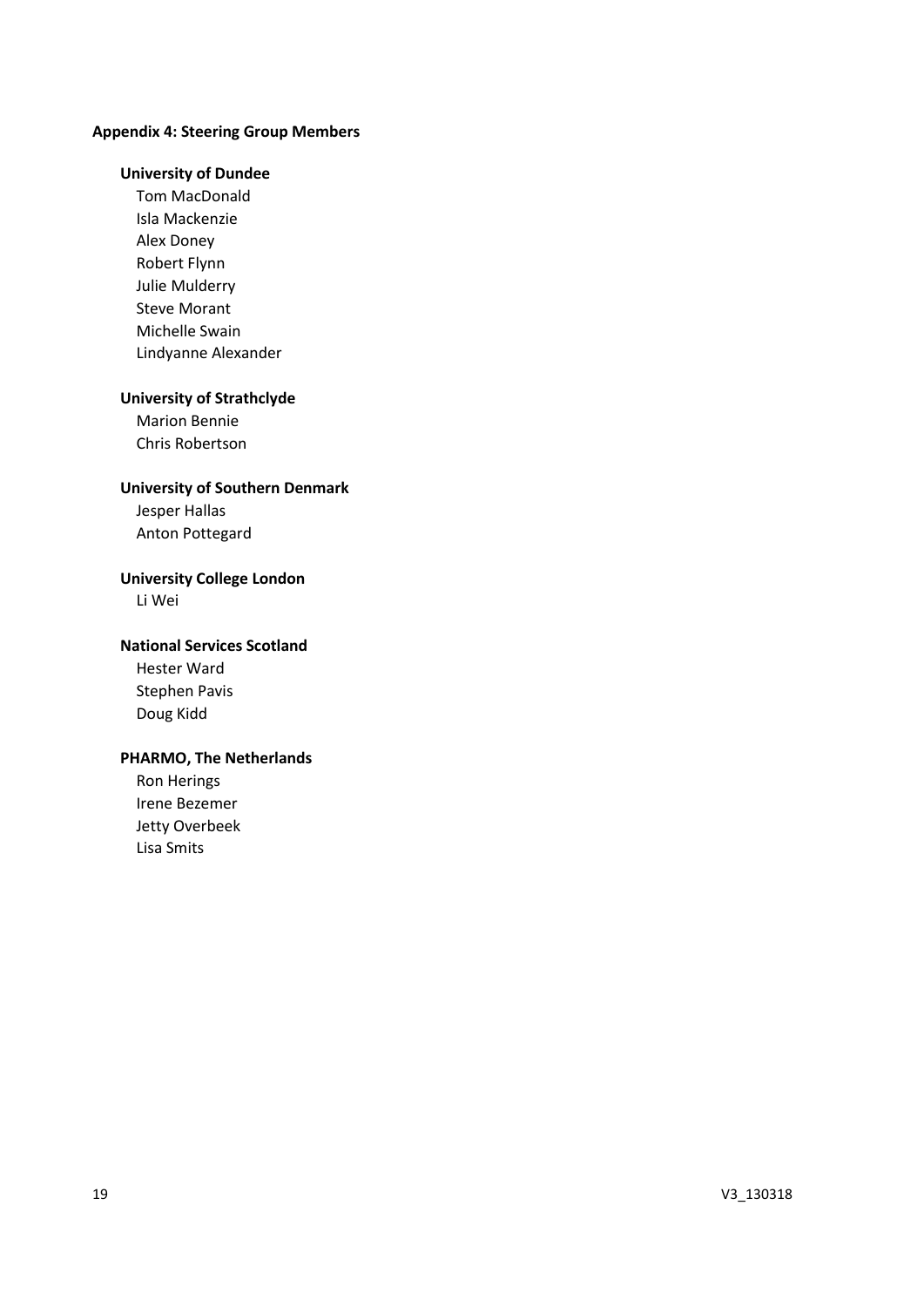## Appendix 4: Steering Group Members

### University of Dundee

Tom MacDonald
Isla Mackenzie
Alex Doney
Robert Flynn
Julie Mulderry
Steve Morant
Michelle Swain
Lindyanne Alexander

### University of Strathclyde

Marion Bennie
Chris Robertson

### University of Southern Denmark

Jesper Hallas
Anton Pottegard

### University College London

Li Wei

### National Services Scotland

Hester Ward
Stephen Pavis
Doug Kidd

### PHARMO, The Netherlands

Ron Herings
Irene Bezemer
Jetty Overbeek
Lisa Smits